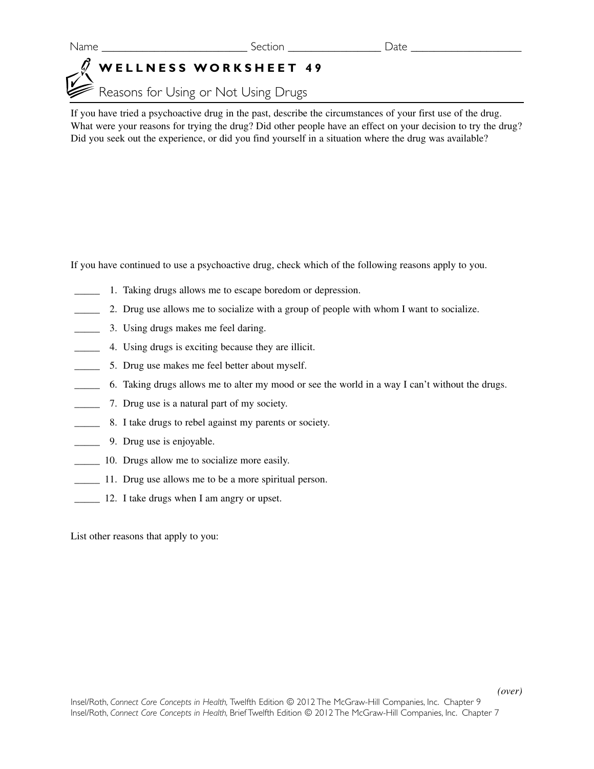Name _________________________ Section ________________ Date ___________________

# WELLNESS WORKSHEET 49

## Reasons for Using or Not Using Drugs

If you have tried a psychoactive drug in the past, describe the circumstances of your first use of the drug. What were your reasons for trying the drug? Did other people have an effect on your decision to try the drug? Did you seek out the experience, or did you find yourself in a situation where the drug was available?

If you have continued to use a psychoactive drug, check which of the following reasons apply to you.

_____ 1. Taking drugs allows me to escape boredom or depression.

_____ 2. Drug use allows me to socialize with a group of people with whom I want to socialize.

_____ 3. Using drugs makes me feel daring.

_____ 4. Using drugs is exciting because they are illicit.

_____ 5. Drug use makes me feel better about myself.

_____ 6. Taking drugs allows me to alter my mood or see the world in a way I can't without the drugs.

_____ 7. Drug use is a natural part of my society.

_____ 8. I take drugs to rebel against my parents or society.

_____ 9. Drug use is enjoyable.

_____ 10. Drugs allow me to socialize more easily.

_____ 11. Drug use allows me to be a more spiritual person.

_____ 12. I take drugs when I am angry or upset.

List other reasons that apply to you:

*(over)*

Insel/Roth, *Connect Core Concepts in Health,* Twelfth Edition © 2012 The McGraw-Hill Companies, Inc. Chapter 9
Insel/Roth, *Connect Core Concepts in Health,* Brief Twelfth Edition © 2012 The McGraw-Hill Companies, Inc. Chapter 7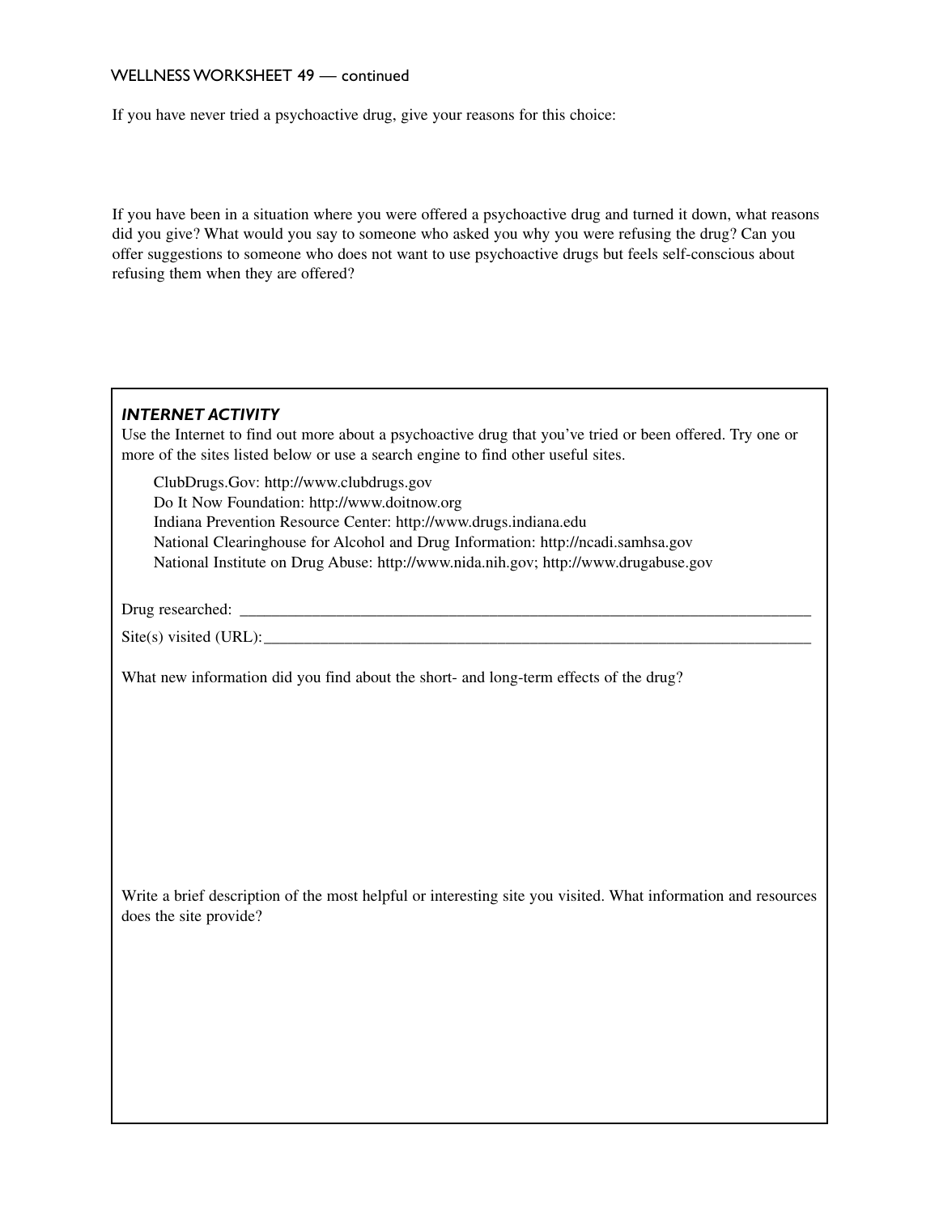If you have never tried a psychoactive drug, give your reasons for this choice:

If you have been in a situation where you were offered a psychoactive drug and turned it down, what reasons did you give? What would you say to someone who asked you why you were refusing the drug? Can you offer suggestions to someone who does not want to use psychoactive drugs but feels self-conscious about refusing them when they are offered?

### *INTERNET ACTIVITY*

Use the Internet to find out more about a psychoactive drug that you've tried or been offered. Try one or more of the sites listed below or use a search engine to find other useful sites.

ClubDrugs.Gov: http://www.clubdrugs.gov
Do It Now Foundation: http://www.doitnow.org
Indiana Prevention Resource Center: http://www.drugs.indiana.edu
National Clearinghouse for Alcohol and Drug Information: http://ncadi.samhsa.gov
National Institute on Drug Abuse: http://www.nida.nih.gov; http://www.drugabuse.gov

Drug researched: ___________________________________________________________________________

Site(s) visited (URL):________________________________________________________________________

What new information did you find about the short- and long-term effects of the drug?

Write a brief description of the most helpful or interesting site you visited. What information and resources does the site provide?